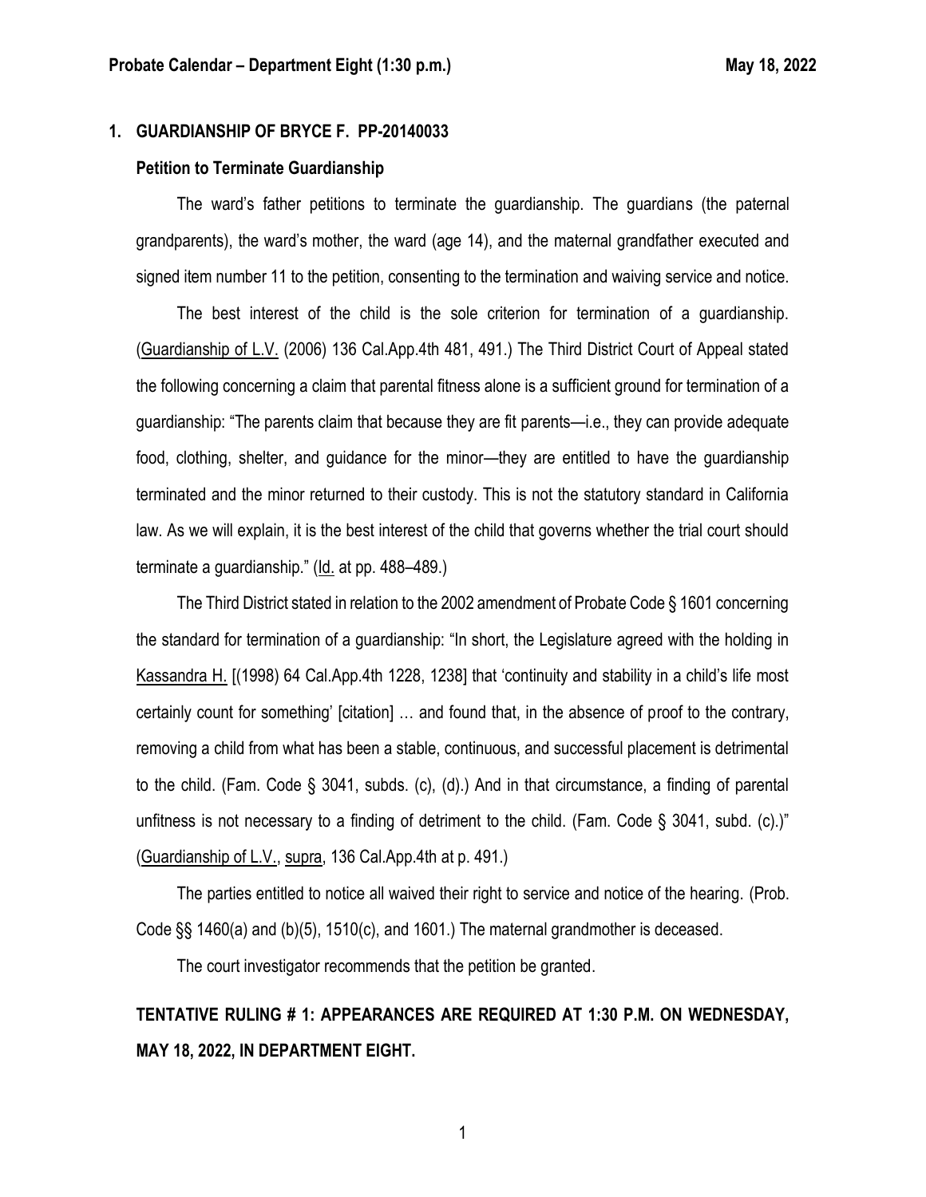## 1. GUARDIANSHIP OF BRYCE F. PP-20140033

### Petition to Terminate Guardianship

The ward's father petitions to terminate the guardianship. The guardians (the paternal grandparents), the ward's mother, the ward (age 14), and the maternal grandfather executed and signed item number 11 to the petition, consenting to the termination and waiving service and notice.

The best interest of the child is the sole criterion for termination of a guardianship. (Guardianship of L.V. (2006) 136 Cal.App.4th 481, 491.) The Third District Court of Appeal stated the following concerning a claim that parental fitness alone is a sufficient ground for termination of a guardianship: "The parents claim that because they are fit parents—i.e., they can provide adequate food, clothing, shelter, and guidance for the minor—they are entitled to have the guardianship terminated and the minor returned to their custody. This is not the statutory standard in California law. As we will explain, it is the best interest of the child that governs whether the trial court should terminate a guardianship." (Id. at pp. 488–489.)

The Third District stated in relation to the 2002 amendment of Probate Code § 1601 concerning the standard for termination of a guardianship: "In short, the Legislature agreed with the holding in Kassandra H. [(1998) 64 Cal.App.4th 1228, 1238] that 'continuity and stability in a child's life most certainly count for something' [citation] … and found that, in the absence of proof to the contrary, removing a child from what has been a stable, continuous, and successful placement is detrimental to the child. (Fam. Code § 3041, subds. (c), (d).) And in that circumstance, a finding of parental unfitness is not necessary to a finding of detriment to the child. (Fam. Code § 3041, subd. (c).)" (Guardianship of L.V., supra, 136 Cal.App.4th at p. 491.)

The parties entitled to notice all waived their right to service and notice of the hearing. (Prob. Code §§ 1460(a) and (b)(5), 1510(c), and 1601.) The maternal grandmother is deceased.

The court investigator recommends that the petition be granted.

**TENTATIVE RULING # 1: APPEARANCES ARE REQUIRED AT 1:30 P.M. ON WEDNESDAY, MAY 18, 2022, IN DEPARTMENT EIGHT.**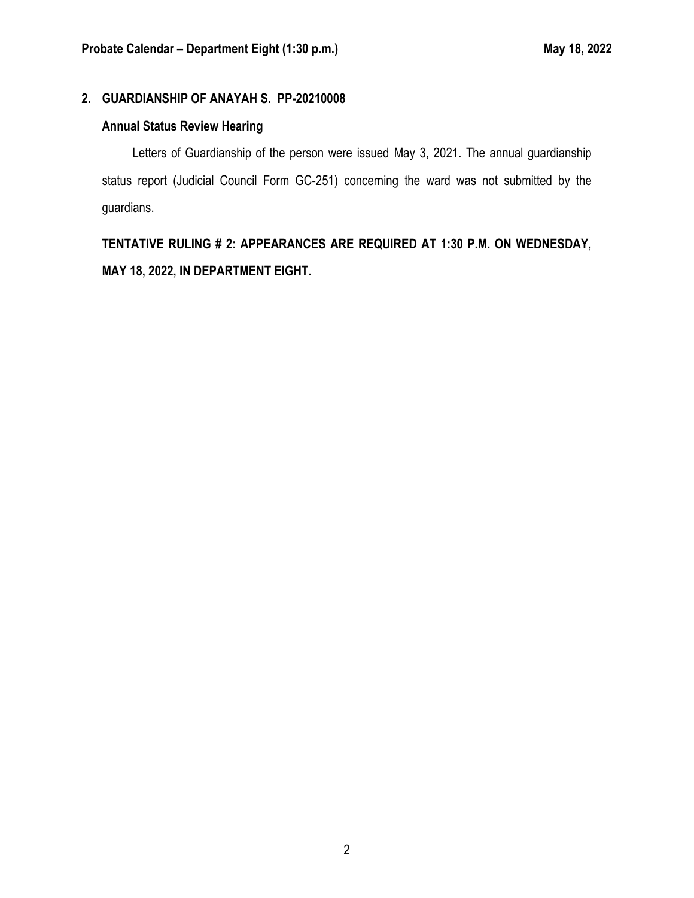## 2. GUARDIANSHIP OF ANAYAH S. PP-20210008

### Annual Status Review Hearing

Letters of Guardianship of the person were issued May 3, 2021. The annual guardianship status report (Judicial Council Form GC-251) concerning the ward was not submitted by the guardians.

**TENTATIVE RULING # 2: APPEARANCES ARE REQUIRED AT 1:30 P.M. ON WEDNESDAY, MAY 18, 2022, IN DEPARTMENT EIGHT.**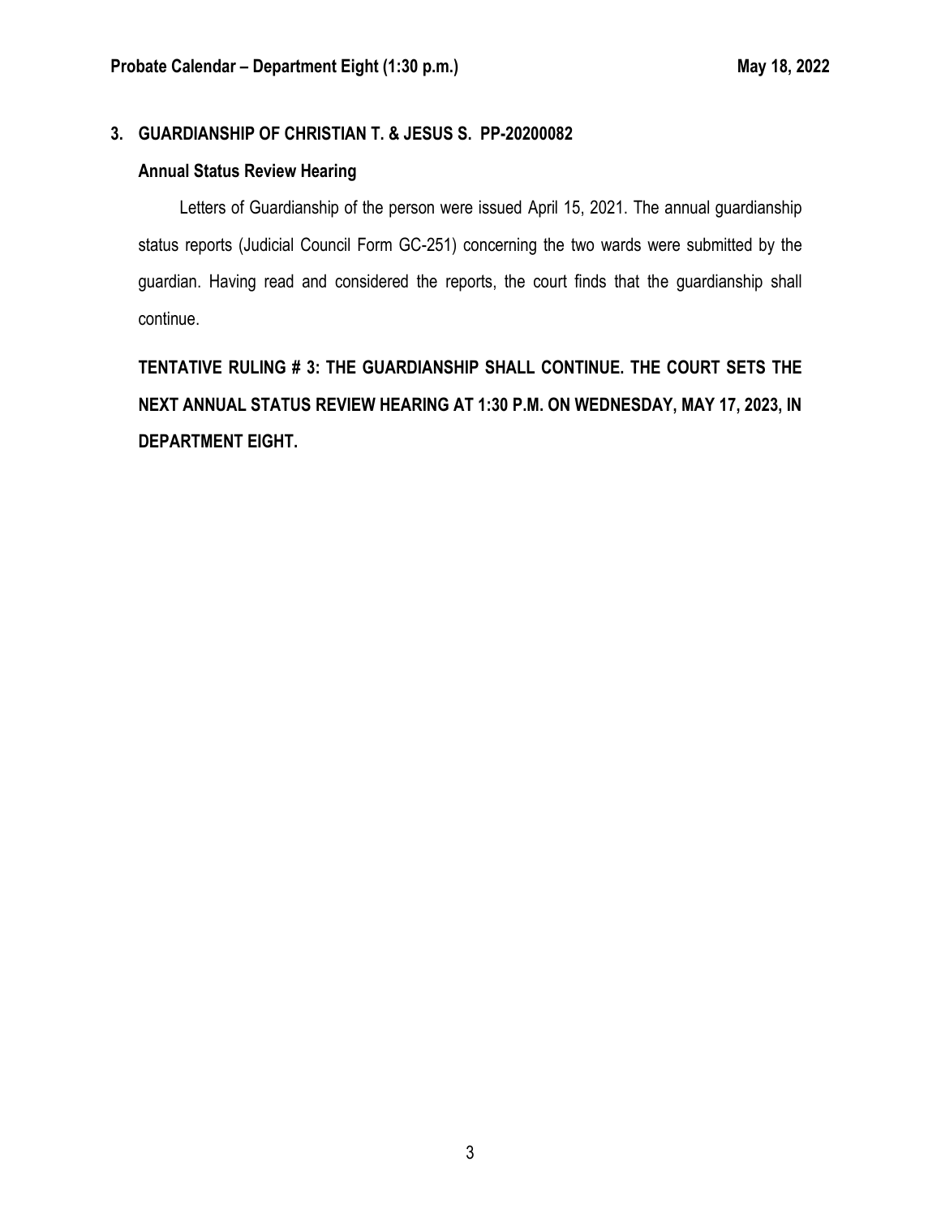### 3. GUARDIANSHIP OF CHRISTIAN T. & JESUS S. PP-20200082

**Annual Status Review Hearing**

Letters of Guardianship of the person were issued April 15, 2021. The annual guardianship status reports (Judicial Council Form GC-251) concerning the two wards were submitted by the guardian. Having read and considered the reports, the court finds that the guardianship shall continue.

**TENTATIVE RULING # 3: THE GUARDIANSHIP SHALL CONTINUE. THE COURT SETS THE NEXT ANNUAL STATUS REVIEW HEARING AT 1:30 P.M. ON WEDNESDAY, MAY 17, 2023, IN DEPARTMENT EIGHT.**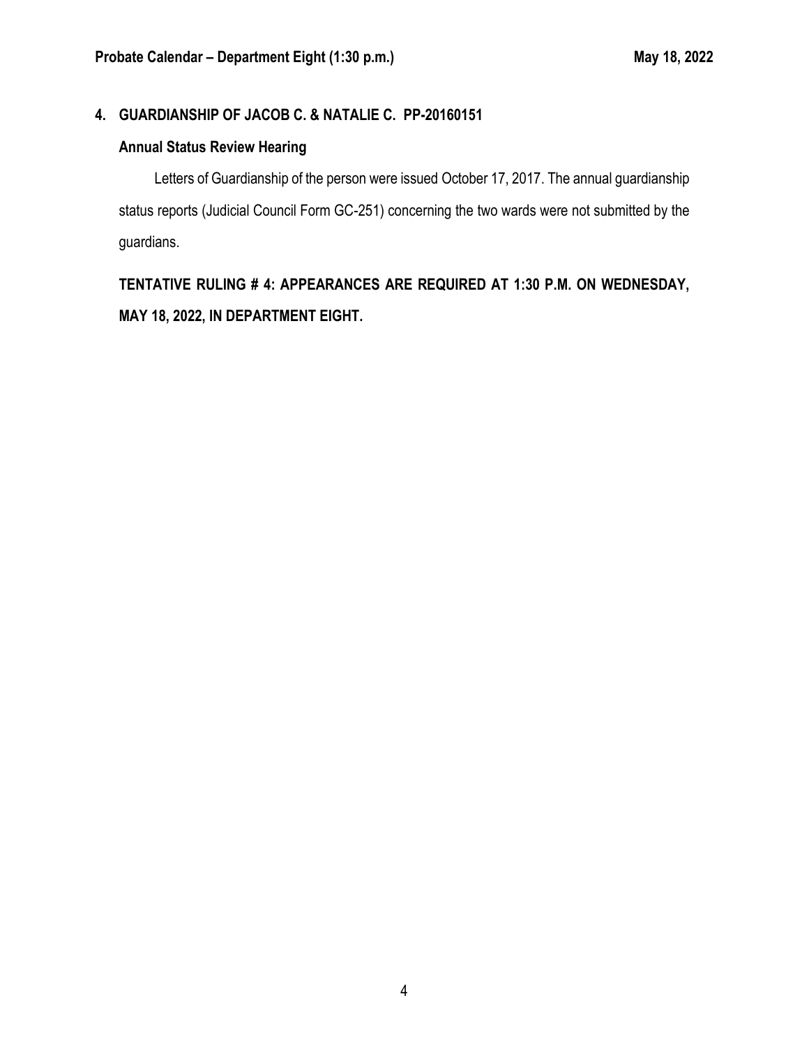## 4. GUARDIANSHIP OF JACOB C. & NATALIE C. PP-20160151

### Annual Status Review Hearing

Letters of Guardianship of the person were issued October 17, 2017. The annual guardianship status reports (Judicial Council Form GC-251) concerning the two wards were not submitted by the guardians.

**TENTATIVE RULING # 4: APPEARANCES ARE REQUIRED AT 1:30 P.M. ON WEDNESDAY, MAY 18, 2022, IN DEPARTMENT EIGHT.**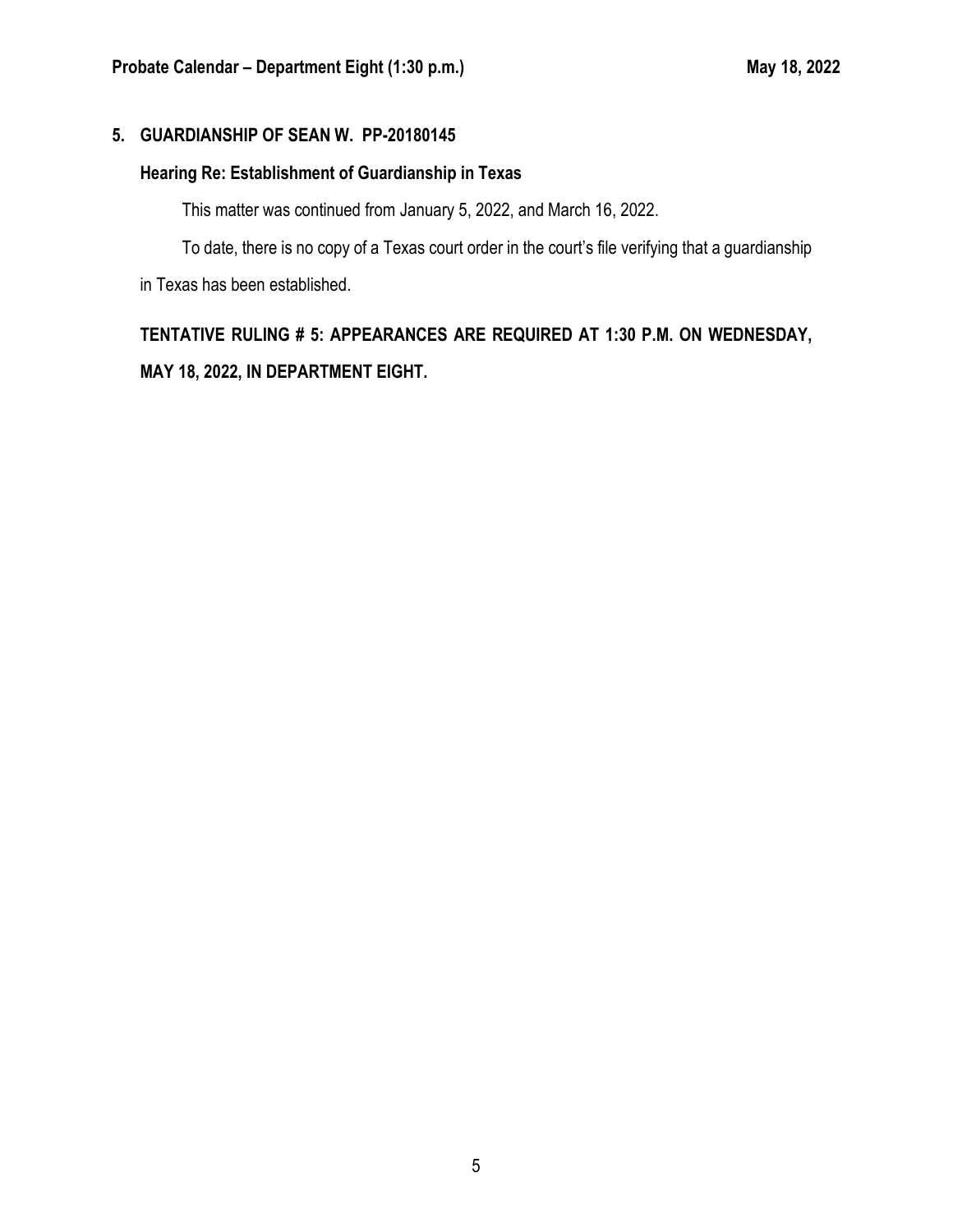## 5. GUARDIANSHIP OF SEAN W. PP-20180145

### Hearing Re: Establishment of Guardianship in Texas

This matter was continued from January 5, 2022, and March 16, 2022.

To date, there is no copy of a Texas court order in the court's file verifying that a guardianship in Texas has been established.

**TENTATIVE RULING # 5: APPEARANCES ARE REQUIRED AT 1:30 P.M. ON WEDNESDAY, MAY 18, 2022, IN DEPARTMENT EIGHT.**